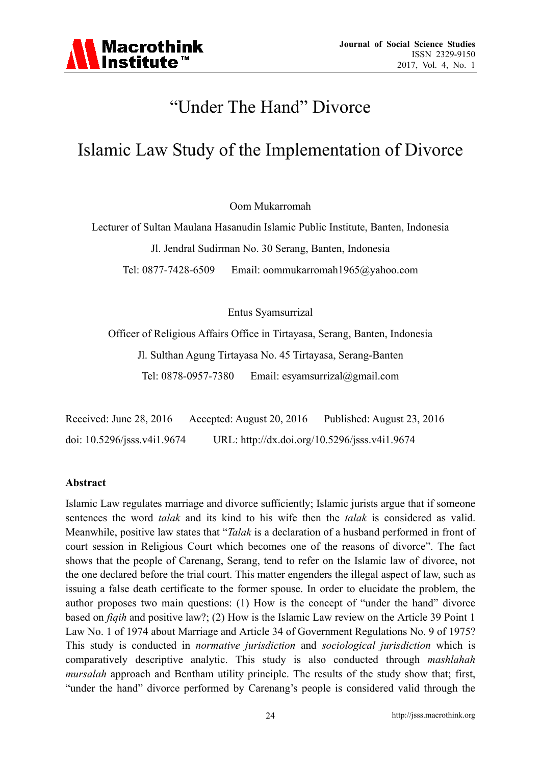# "Under The Hand" Divorce

# Islamic Law Study of the Implementation of Divorce

Oom Mukarromah

Lecturer of Sultan Maulana Hasanudin Islamic Public Institute, Banten, Indonesia

Jl. Jendral Sudirman No. 30 Serang, Banten, Indonesia

Tel: 0877-7428-6509 Email: oommukarromah1965@yahoo.com

Entus Syamsurrizal

Officer of Religious Affairs Office in Tirtayasa, Serang, Banten, Indonesia

Jl. Sulthan Agung Tirtayasa No. 45 Tirtayasa, Serang-Banten

Tel: 0878-0957-7380 Email: esyamsurrizal@gmail.com

Received: June 28, 2016 Accepted: August 20, 2016 Published: August 23, 2016

doi: 10.5296/jsss.v4i1.9674 URL: http://dx.doi.org/10.5296/jsss.v4i1.9674

**Abstract**

Islamic Law regulates marriage and divorce sufficiently; Islamic jurists argue that if someone sentences the word *talak* and its kind to his wife then the *talak* is considered as valid. Meanwhile, positive law states that "*Talak* is a declaration of a husband performed in front of court session in Religious Court which becomes one of the reasons of divorce". The fact shows that the people of Carenang, Serang, tend to refer on the Islamic law of divorce, not the one declared before the trial court. This matter engenders the illegal aspect of law, such as issuing a false death certificate to the former spouse. In order to elucidate the problem, the author proposes two main questions: (1) How is the concept of "under the hand" divorce based on *fiqih* and positive law?; (2) How is the Islamic Law review on the Article 39 Point 1 Law No. 1 of 1974 about Marriage and Article 34 of Government Regulations No. 9 of 1975? This study is conducted in *normative jurisdiction* and *sociological jurisdiction* which is comparatively descriptive analytic. This study is also conducted through *mashlahah mursalah* approach and Bentham utility principle. The results of the study show that; first, "under the hand" divorce performed by Carenang's people is considered valid through the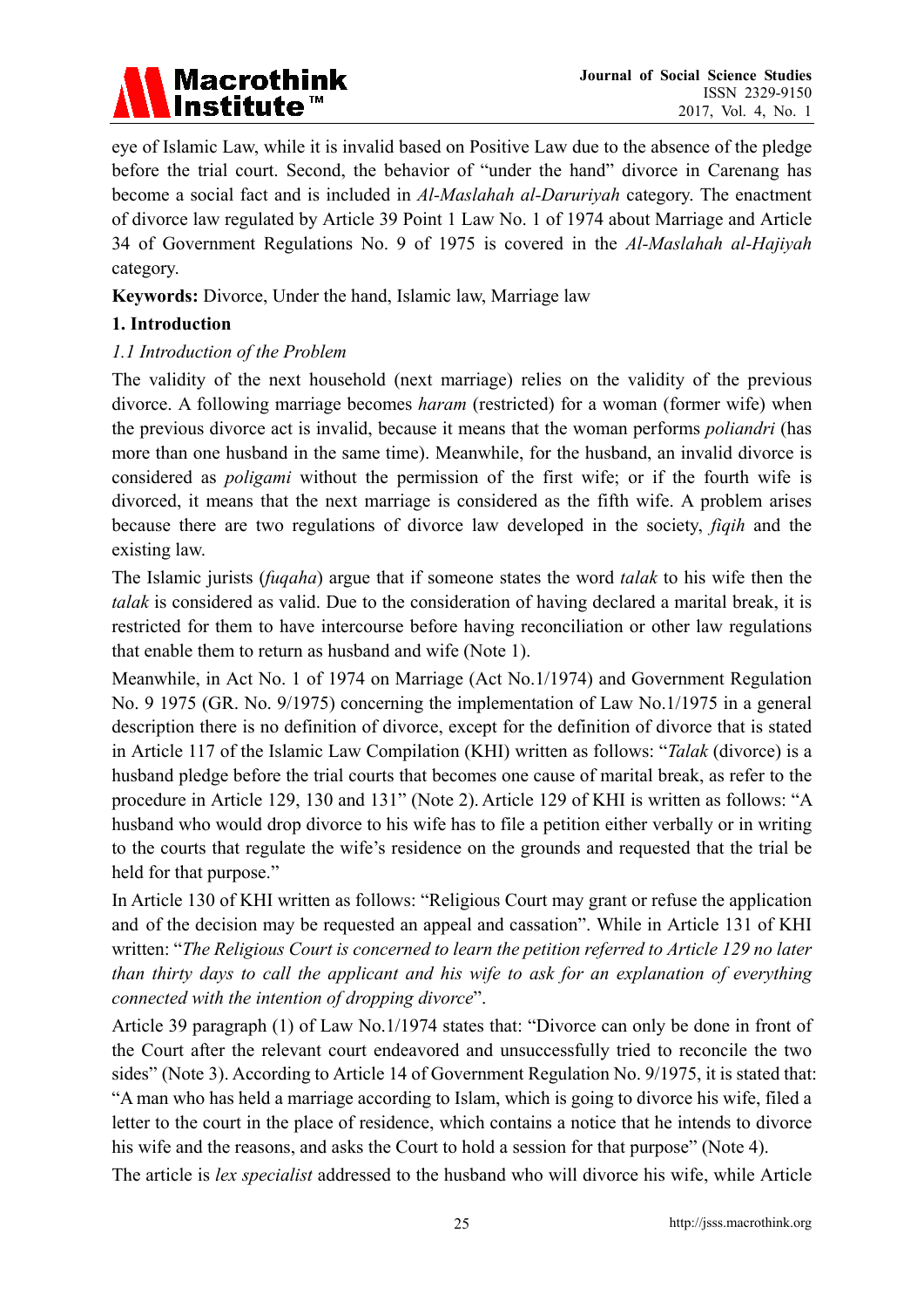eye of Islamic Law, while it is invalid based on Positive Law due to the absence of the pledge before the trial court. Second, the behavior of "under the hand" divorce in Carenang has become a social fact and is included in *Al-Maslahah al-Daruriyah* category. The enactment of divorce law regulated by Article 39 Point 1 Law No. 1 of 1974 about Marriage and Article 34 of Government Regulations No. 9 of 1975 is covered in the *Al-Maslahah al-Hajiyah* category.

**Keywords:** Divorce, Under the hand, Islamic law, Marriage law

## 1. Introduction

### *1.1 Introduction of the Problem*

The validity of the next household (next marriage) relies on the validity of the previous divorce. A following marriage becomes *haram* (restricted) for a woman (former wife) when the previous divorce act is invalid, because it means that the woman performs *poliandri* (has more than one husband in the same time). Meanwhile, for the husband, an invalid divorce is considered as *poligami* without the permission of the first wife; or if the fourth wife is divorced, it means that the next marriage is considered as the fifth wife. A problem arises because there are two regulations of divorce law developed in the society, *fiqih* and the existing law.

The Islamic jurists (*fuqaha*) argue that if someone states the word *talak* to his wife then the *talak* is considered as valid. Due to the consideration of having declared a marital break, it is restricted for them to have intercourse before having reconciliation or other law regulations that enable them to return as husband and wife (Note 1).

Meanwhile, in Act No. 1 of 1974 on Marriage (Act No.1/1974) and Government Regulation No. 9 1975 (GR. No. 9/1975) concerning the implementation of Law No.1/1975 in a general description there is no definition of divorce, except for the definition of divorce that is stated in Article 117 of the Islamic Law Compilation (KHI) written as follows: "*Talak* (divorce) is a husband pledge before the trial courts that becomes one cause of marital break, as refer to the procedure in Article 129, 130 and 131" (Note 2). Article 129 of KHI is written as follows: "A husband who would drop divorce to his wife has to file a petition either verbally or in writing to the courts that regulate the wife's residence on the grounds and requested that the trial be held for that purpose."

In Article 130 of KHI written as follows: "Religious Court may grant or refuse the application and of the decision may be requested an appeal and cassation". While in Article 131 of KHI written: "*The Religious Court is concerned to learn the petition referred to Article 129 no later than thirty days to call the applicant and his wife to ask for an explanation of everything connected with the intention of dropping divorce*".

Article 39 paragraph (1) of Law No.1/1974 states that: "Divorce can only be done in front of the Court after the relevant court endeavored and unsuccessfully tried to reconcile the two sides" (Note 3). According to Article 14 of Government Regulation No. 9/1975, it is stated that: "A man who has held a marriage according to Islam, which is going to divorce his wife, filed a letter to the court in the place of residence, which contains a notice that he intends to divorce his wife and the reasons, and asks the Court to hold a session for that purpose" (Note 4).

The article is *lex specialist* addressed to the husband who will divorce his wife, while Article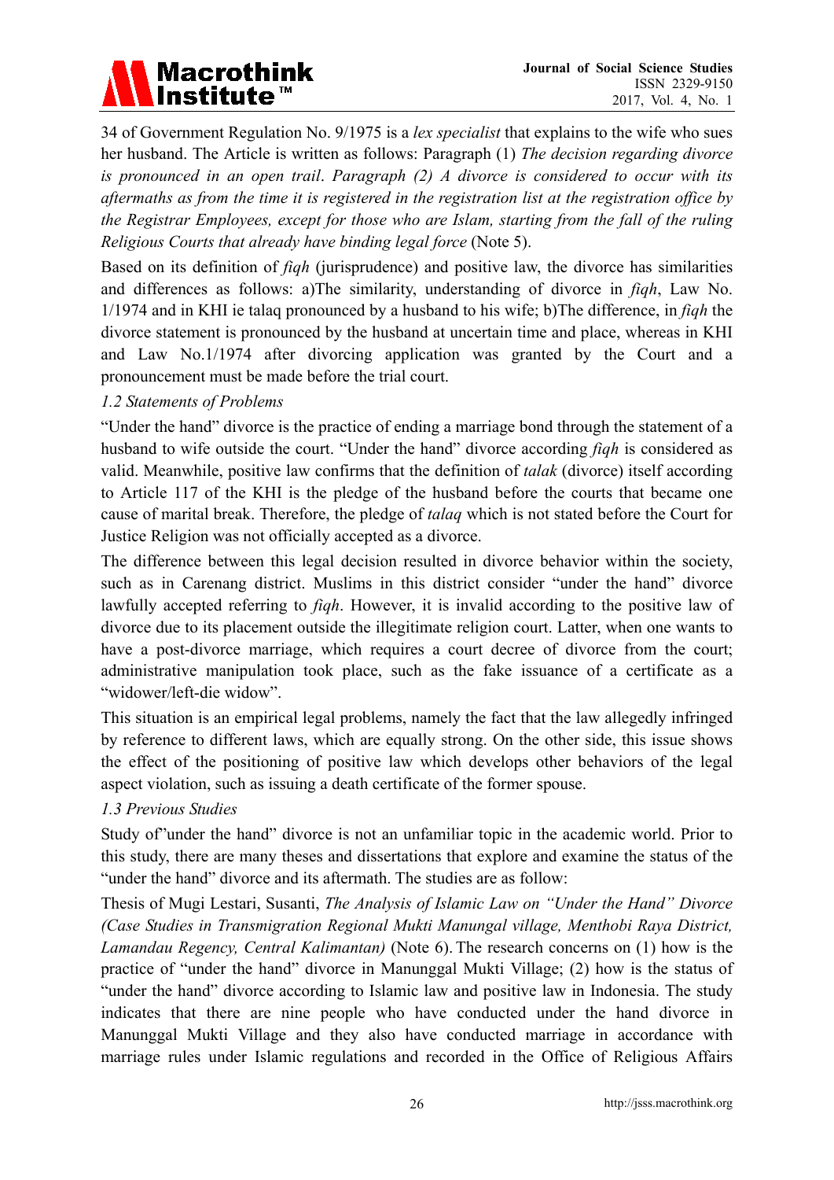34 of Government Regulation No. 9/1975 is a *lex specialist* that explains to the wife who sues her husband. The Article is written as follows: Paragraph (1) *The decision regarding divorce is pronounced in an open trail*. *Paragraph (2) A divorce is considered to occur with its aftermaths as from the time it is registered in the registration list at the registration office by the Registrar Employees, except for those who are Islam, starting from the fall of the ruling Religious Courts that already have binding legal force* (Note 5).

Based on its definition of *fiqh* (jurisprudence) and positive law, the divorce has similarities and differences as follows: a)The similarity, understanding of divorce in *fiqh*, Law No. 1/1974 and in KHI ie talaq pronounced by a husband to his wife; b)The difference, in *fiqh* the divorce statement is pronounced by the husband at uncertain time and place, whereas in KHI and Law No.1/1974 after divorcing application was granted by the Court and a pronouncement must be made before the trial court.

### *1.2 Statements of Problems*

"Under the hand" divorce is the practice of ending a marriage bond through the statement of a husband to wife outside the court. "Under the hand" divorce according *fiqh* is considered as valid. Meanwhile, positive law confirms that the definition of *talak* (divorce) itself according to Article 117 of the KHI is the pledge of the husband before the courts that became one cause of marital break. Therefore, the pledge of *talaq* which is not stated before the Court for Justice Religion was not officially accepted as a divorce.

The difference between this legal decision resulted in divorce behavior within the society, such as in Carenang district. Muslims in this district consider "under the hand" divorce lawfully accepted referring to *fiqh*. However, it is invalid according to the positive law of divorce due to its placement outside the illegitimate religion court. Latter, when one wants to have a post-divorce marriage, which requires a court decree of divorce from the court; administrative manipulation took place, such as the fake issuance of a certificate as a "widower/left-die widow".

This situation is an empirical legal problems, namely the fact that the law allegedly infringed by reference to different laws, which are equally strong. On the other side, this issue shows the effect of the positioning of positive law which develops other behaviors of the legal aspect violation, such as issuing a death certificate of the former spouse.

### *1.3 Previous Studies*

Study of"under the hand" divorce is not an unfamiliar topic in the academic world. Prior to this study, there are many theses and dissertations that explore and examine the status of the "under the hand" divorce and its aftermath. The studies are as follow:

Thesis of Mugi Lestari, Susanti, *The Analysis of Islamic Law on "Under the Hand" Divorce (Case Studies in Transmigration Regional Mukti Manungal village, Menthobi Raya District, Lamandau Regency, Central Kalimantan)* (Note 6). The research concerns on (1) how is the practice of "under the hand" divorce in Manunggal Mukti Village; (2) how is the status of "under the hand" divorce according to Islamic law and positive law in Indonesia. The study indicates that there are nine people who have conducted under the hand divorce in Manunggal Mukti Village and they also have conducted marriage in accordance with marriage rules under Islamic regulations and recorded in the Office of Religious Affairs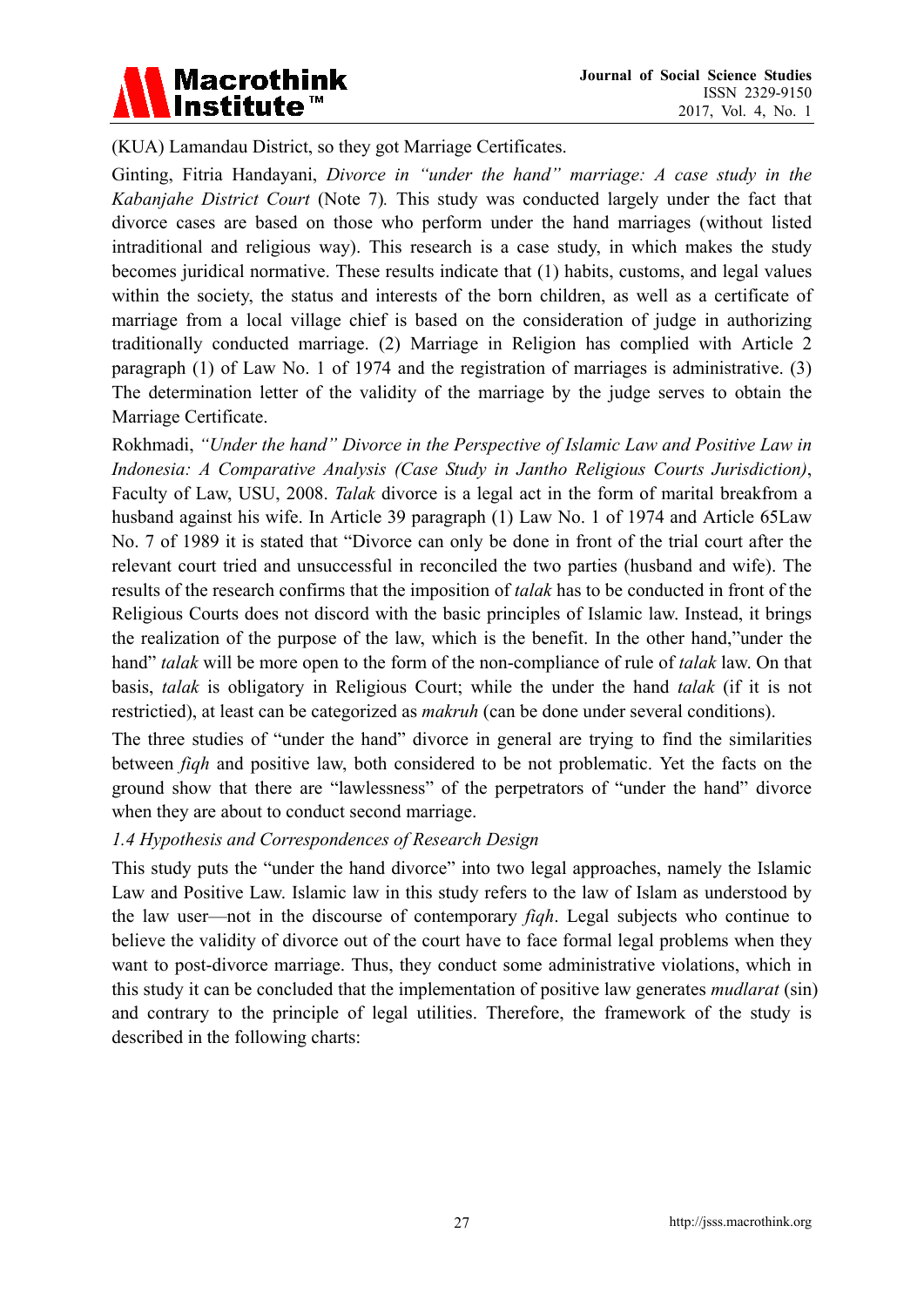(KUA) Lamandau District, so they got Marriage Certificates.

Ginting, Fitria Handayani, *Divorce in "under the hand" marriage: A case study in the Kabanjahe District Court* (Note 7). This study was conducted largely under the fact that divorce cases are based on those who perform under the hand marriages (without listed intraditional and religious way). This research is a case study, in which makes the study becomes juridical normative. These results indicate that (1) habits, customs, and legal values within the society, the status and interests of the born children, as well as a certificate of marriage from a local village chief is based on the consideration of judge in authorizing traditionally conducted marriage. (2) Marriage in Religion has complied with Article 2 paragraph (1) of Law No. 1 of 1974 and the registration of marriages is administrative. (3) The determination letter of the validity of the marriage by the judge serves to obtain the Marriage Certificate.

Rokhmadi, *"Under the hand" Divorce in the Perspective of Islamic Law and Positive Law in Indonesia: A Comparative Analysis (Case Study in Jantho Religious Courts Jurisdiction)*, Faculty of Law, USU, 2008. *Talak* divorce is a legal act in the form of marital breakfrom a husband against his wife. In Article 39 paragraph (1) Law No. 1 of 1974 and Article 65Law No. 7 of 1989 it is stated that "Divorce can only be done in front of the trial court after the relevant court tried and unsuccessful in reconciled the two parties (husband and wife). The results of the research confirms that the imposition of *talak* has to be conducted in front of the Religious Courts does not discord with the basic principles of Islamic law. Instead, it brings the realization of the purpose of the law, which is the benefit. In the other hand,"under the hand" *talak* will be more open to the form of the non-compliance of rule of *talak* law. On that basis, *talak* is obligatory in Religious Court; while the under the hand *talak* (if it is not restrictied), at least can be categorized as *makruh* (can be done under several conditions).

The three studies of "under the hand" divorce in general are trying to find the similarities between *fiqh* and positive law, both considered to be not problematic. Yet the facts on the ground show that there are "lawlessness" of the perpetrators of "under the hand" divorce when they are about to conduct second marriage.

### *1.4 Hypothesis and Correspondences of Research Design*

This study puts the "under the hand divorce" into two legal approaches, namely the Islamic Law and Positive Law. Islamic law in this study refers to the law of Islam as understood by the law user—not in the discourse of contemporary *fiqh*. Legal subjects who continue to believe the validity of divorce out of the court have to face formal legal problems when they want to post-divorce marriage. Thus, they conduct some administrative violations, which in this study it can be concluded that the implementation of positive law generates *mudlarat* (sin) and contrary to the principle of legal utilities. Therefore, the framework of the study is described in the following charts: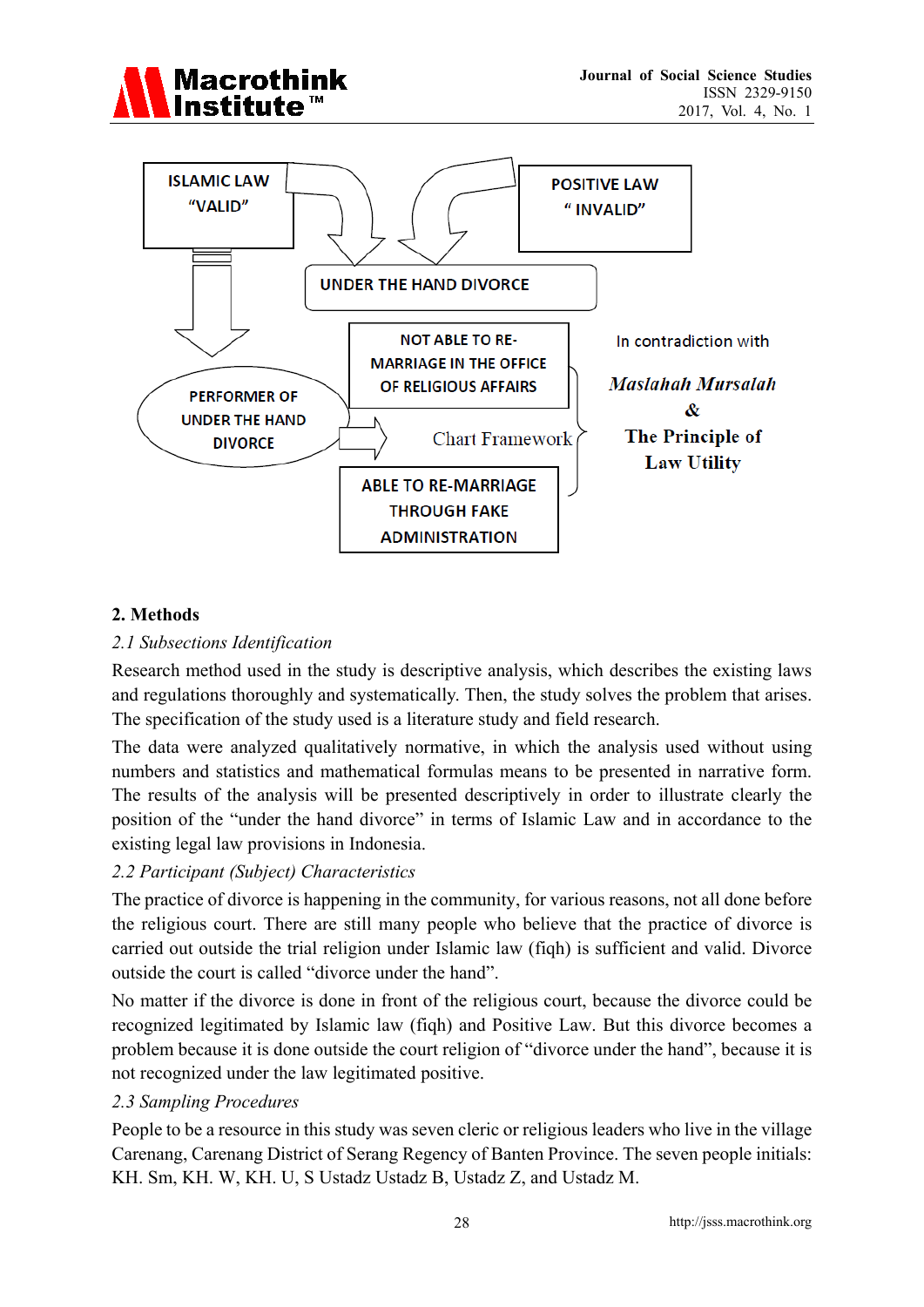ISLAMIC LAW "VALID"

POSITIVE LAW " INVALID"

UNDER THE HAND DIVORCE

PERFORMER OF UNDER THE HAND DIVORCE

NOT ABLE TO RE-MARRIAGE IN THE OFFICE OF RELIGIOUS AFFAIRS

ABLE TO RE-MARRIAGE THROUGH FAKE ADMINISTRATION

Chart Framework

In contradiction with

***Maslahah Mursalah* & The Principle of Law Utility**

## 2. Methods

### *2.1 Subsections Identification*

Research method used in the study is descriptive analysis, which describes the existing laws and regulations thoroughly and systematically. Then, the study solves the problem that arises. The specification of the study used is a literature study and field research.

The data were analyzed qualitatively normative, in which the analysis used without using numbers and statistics and mathematical formulas means to be presented in narrative form. The results of the analysis will be presented descriptively in order to illustrate clearly the position of the "under the hand divorce" in terms of Islamic Law and in accordance to the existing legal law provisions in Indonesia.

### *2.2 Participant (Subject) Characteristics*

The practice of divorce is happening in the community, for various reasons, not all done before the religious court. There are still many people who believe that the practice of divorce is carried out outside the trial religion under Islamic law (fiqh) is sufficient and valid. Divorce outside the court is called "divorce under the hand".

No matter if the divorce is done in front of the religious court, because the divorce could be recognized legitimated by Islamic law (fiqh) and Positive Law. But this divorce becomes a problem because it is done outside the court religion of "divorce under the hand", because it is not recognized under the law legitimated positive.

### *2.3 Sampling Procedures*

People to be a resource in this study was seven cleric or religious leaders who live in the village Carenang, Carenang District of Serang Regency of Banten Province. The seven people initials: KH. Sm, KH. W, KH. U, S Ustadz Ustadz B, Ustadz Z, and Ustadz M.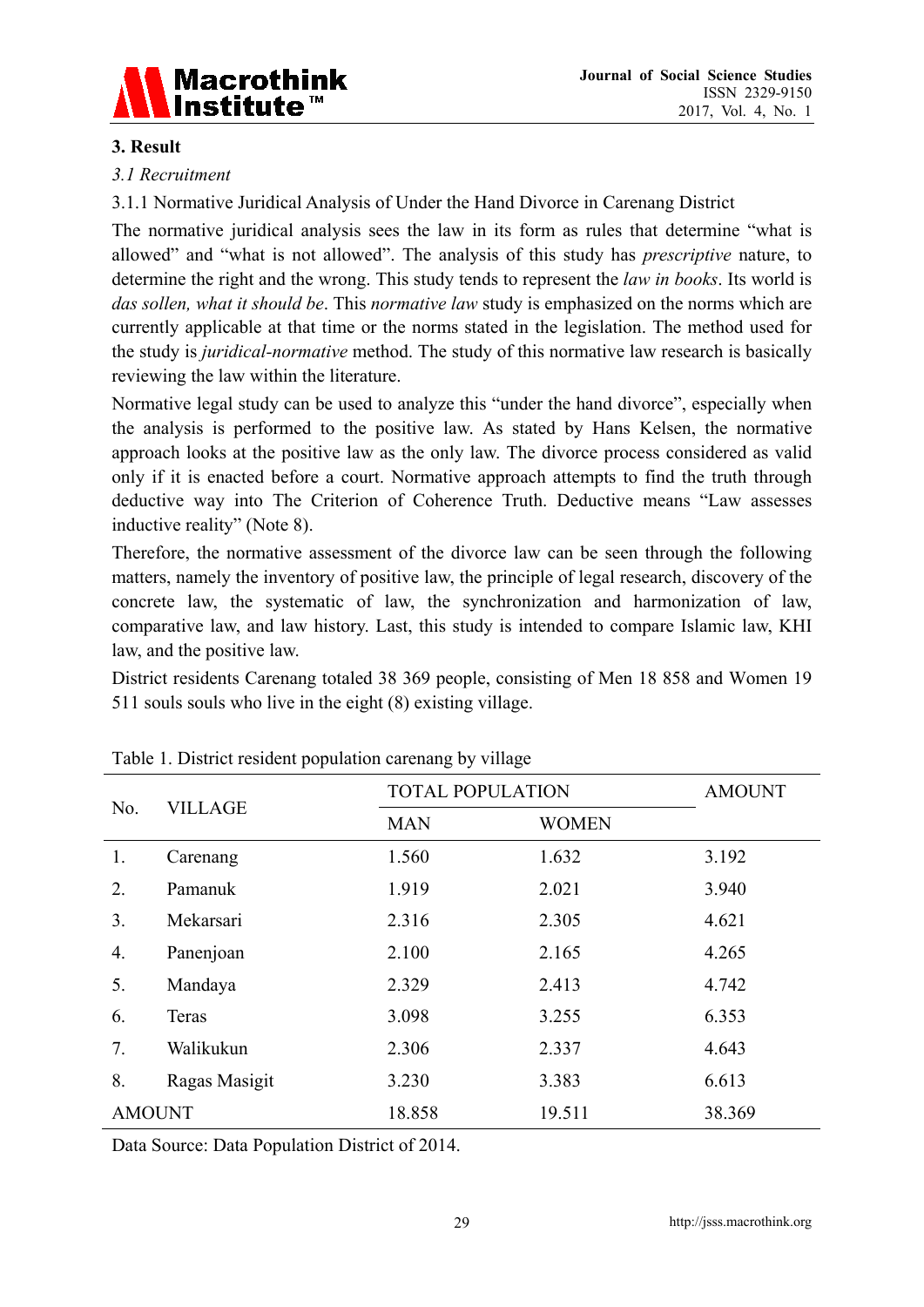## 3. Result

### *3.1 Recruitment*

3.1.1 Normative Juridical Analysis of Under the Hand Divorce in Carenang District

The normative juridical analysis sees the law in its form as rules that determine "what is allowed" and "what is not allowed". The analysis of this study has *prescriptive* nature, to determine the right and the wrong. This study tends to represent the *law in books*. Its world is *das sollen, what it should be*. This *normative law* study is emphasized on the norms which are currently applicable at that time or the norms stated in the legislation. The method used for the study is *juridical-normative* method. The study of this normative law research is basically reviewing the law within the literature.

Normative legal study can be used to analyze this "under the hand divorce", especially when the analysis is performed to the positive law. As stated by Hans Kelsen, the normative approach looks at the positive law as the only law. The divorce process considered as valid only if it is enacted before a court. Normative approach attempts to find the truth through deductive way into The Criterion of Coherence Truth. Deductive means "Law assesses inductive reality" (Note 8).

Therefore, the normative assessment of the divorce law can be seen through the following matters, namely the inventory of positive law, the principle of legal research, discovery of the concrete law, the systematic of law, the synchronization and harmonization of law, comparative law, and law history. Last, this study is intended to compare Islamic law, KHI law, and the positive law.

District residents Carenang totaled 38 369 people, consisting of Men 18 858 and Women 19 511 souls souls who live in the eight (8) existing village.

Table 1. District resident population carenang by village

| No. | VILLAGE | TOTAL POPULATION | | AMOUNT |
|---|---|---|---|---|
| | | MAN | WOMEN | |
| 1. | Carenang | 1.560 | 1.632 | 3.192 |
| 2. | Pamanuk | 1.919 | 2.021 | 3.940 |
| 3. | Mekarsari | 2.316 | 2.305 | 4.621 |
| 4. | Panenjoan | 2.100 | 2.165 | 4.265 |
| 5. | Mandaya | 2.329 | 2.413 | 4.742 |
| 6. | Teras | 3.098 | 3.255 | 6.353 |
| 7. | Walikukun | 2.306 | 2.337 | 4.643 |
| 8. | Ragas Masigit | 3.230 | 3.383 | 6.613 |
| AMOUNT | | 18.858 | 19.511 | 38.369 |

Data Source: Data Population District of 2014.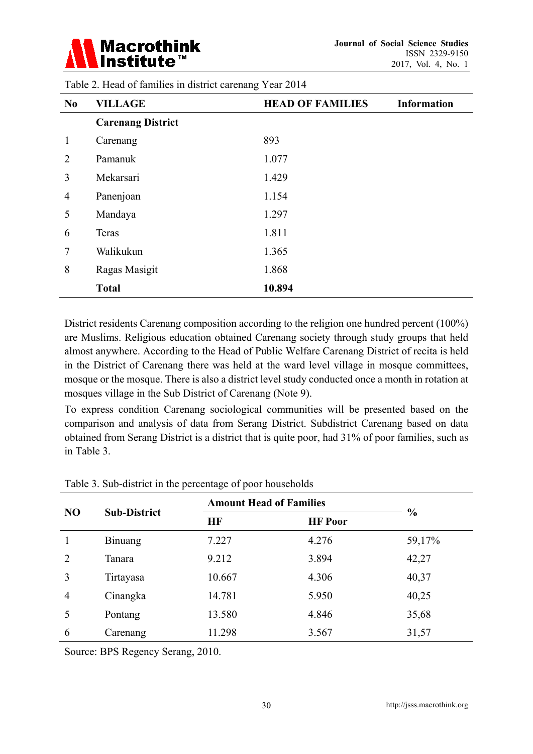Table 2. Head of families in district carenang Year 2014

| No | VILLAGE | HEAD OF FAMILIES | Information |
|---|---|---|---|
| | **Carenang District** | | |
| 1 | Carenang | 893 | |
| 2 | Pamanuk | 1.077 | |
| 3 | Mekarsari | 1.429 | |
| 4 | Panenjoan | 1.154 | |
| 5 | Mandaya | 1.297 | |
| 6 | Teras | 1.811 | |
| 7 | Walikukun | 1.365 | |
| 8 | Ragas Masigit | 1.868 | |
| | **Total** | **10.894** | |

District residents Carenang composition according to the religion one hundred percent (100%) are Muslims. Religious education obtained Carenang society through study groups that held almost anywhere. According to the Head of Public Welfare Carenang District of recita is held in the District of Carenang there was held at the ward level village in mosque committees, mosque or the mosque. There is also a district level study conducted once a month in rotation at mosques village in the Sub District of Carenang (Note 9).

To express condition Carenang sociological communities will be presented based on the comparison and analysis of data from Serang District. Subdistrict Carenang based on data obtained from Serang District is a district that is quite poor, had 31% of poor families, such as in Table 3.

Table 3. Sub-district in the percentage of poor households

| NO | Sub-District | Amount Head of Families | | % |
|---|---|---|---|---|
| | | HF | HF Poor | |
| 1 | Binuang | 7.227 | 4.276 | 59,17% |
| 2 | Tanara | 9.212 | 3.894 | 42,27 |
| 3 | Tirtayasa | 10.667 | 4.306 | 40,37 |
| 4 | Cinangka | 14.781 | 5.950 | 40,25 |
| 5 | Pontang | 13.580 | 4.846 | 35,68 |
| 6 | Carenang | 11.298 | 3.567 | 31,57 |

Source: BPS Regency Serang, 2010.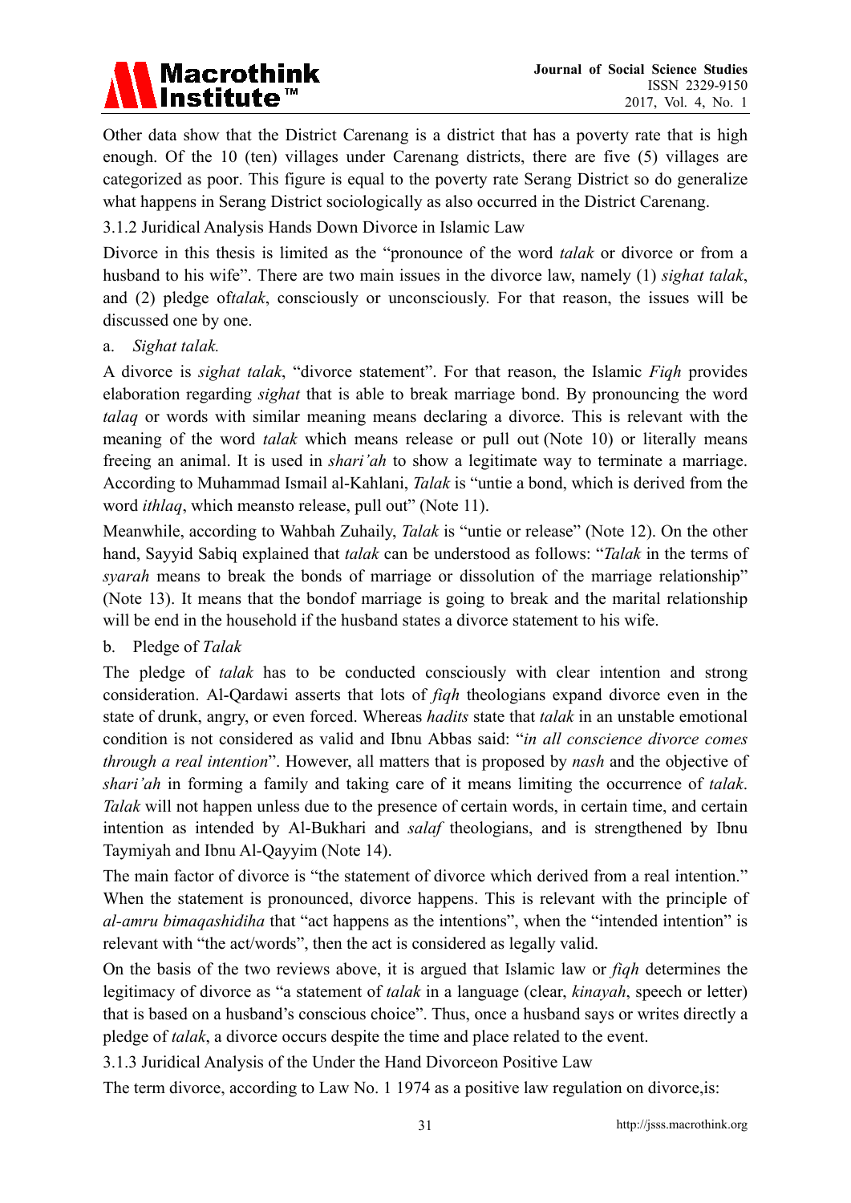Other data show that the District Carenang is a district that has a poverty rate that is high enough. Of the 10 (ten) villages under Carenang districts, there are five (5) villages are categorized as poor. This figure is equal to the poverty rate Serang District so do generalize what happens in Serang District sociologically as also occurred in the District Carenang.

### 3.1.2 Juridical Analysis Hands Down Divorce in Islamic Law

Divorce in this thesis is limited as the "pronounce of the word *talak* or divorce or from a husband to his wife". There are two main issues in the divorce law, namely (1) *sighat talak*, and (2) pledge of*talak*, consciously or unconsciously. For that reason, the issues will be discussed one by one.

a. *Sighat talak.*

A divorce is *sighat talak*, "divorce statement". For that reason, the Islamic *Fiqh* provides elaboration regarding *sighat* that is able to break marriage bond. By pronouncing the word *talaq* or words with similar meaning means declaring a divorce. This is relevant with the meaning of the word *talak* which means release or pull out (Note 10) or literally means freeing an animal. It is used in *shari'ah* to show a legitimate way to terminate a marriage. According to Muhammad Ismail al-Kahlani, *Talak* is "untie a bond, which is derived from the word *ithlaq*, which meansto release, pull out" (Note 11).

Meanwhile, according to Wahbah Zuhaily, *Talak* is "untie or release" (Note 12). On the other hand, Sayyid Sabiq explained that *talak* can be understood as follows: "*Talak* in the terms of *syarah* means to break the bonds of marriage or dissolution of the marriage relationship" (Note 13). It means that the bondof marriage is going to break and the marital relationship will be end in the household if the husband states a divorce statement to his wife.

b. Pledge of *Talak*

The pledge of *talak* has to be conducted consciously with clear intention and strong consideration. Al-Qardawi asserts that lots of *fiqh* theologians expand divorce even in the state of drunk, angry, or even forced. Whereas *hadits* state that *talak* in an unstable emotional condition is not considered as valid and Ibnu Abbas said: "*in all conscience divorce comes through a real intention*". However, all matters that is proposed by *nash* and the objective of *shari'ah* in forming a family and taking care of it means limiting the occurrence of *talak*. *Talak* will not happen unless due to the presence of certain words, in certain time, and certain intention as intended by Al-Bukhari and *salaf* theologians, and is strengthened by Ibnu Taymiyah and Ibnu Al-Qayyim (Note 14).

The main factor of divorce is "the statement of divorce which derived from a real intention." When the statement is pronounced, divorce happens. This is relevant with the principle of *al-amru bimaqashidiha* that "act happens as the intentions", when the "intended intention" is relevant with "the act/words", then the act is considered as legally valid.

On the basis of the two reviews above, it is argued that Islamic law or *fiqh* determines the legitimacy of divorce as "a statement of *talak* in a language (clear, *kinayah*, speech or letter) that is based on a husband's conscious choice". Thus, once a husband says or writes directly a pledge of *talak*, a divorce occurs despite the time and place related to the event.

### 3.1.3 Juridical Analysis of the Under the Hand Divorceon Positive Law

The term divorce, according to Law No. 1 1974 as a positive law regulation on divorce,is: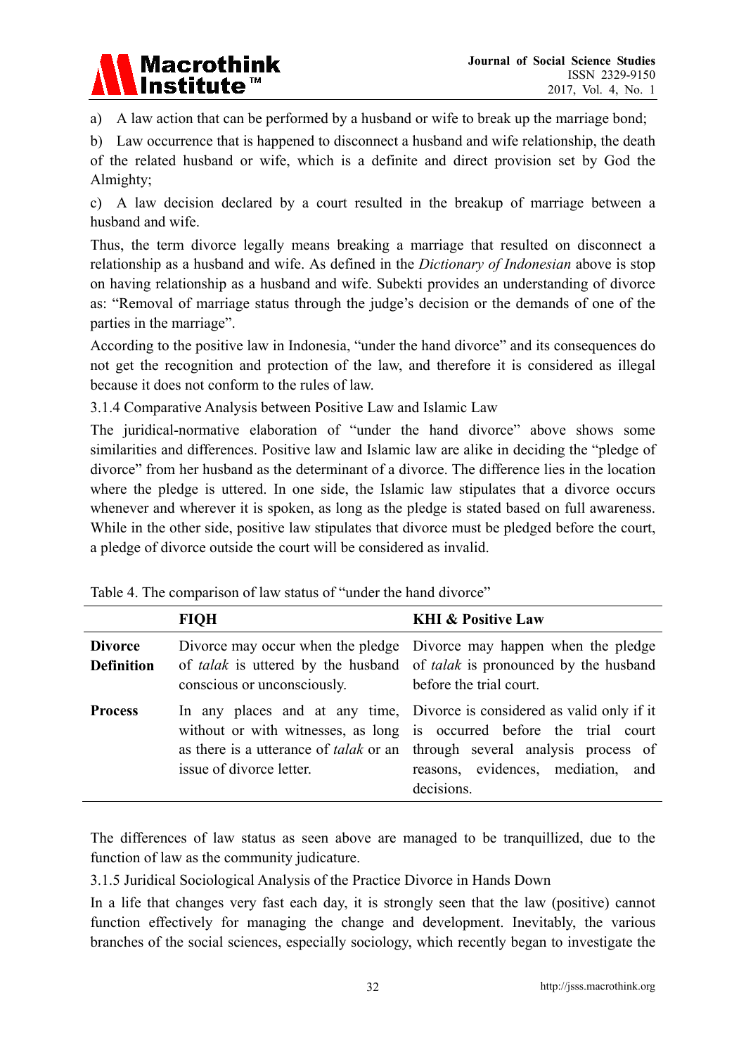a) A law action that can be performed by a husband or wife to break up the marriage bond;

b) Law occurrence that is happened to disconnect a husband and wife relationship, the death of the related husband or wife, which is a definite and direct provision set by God the Almighty;

c) A law decision declared by a court resulted in the breakup of marriage between a husband and wife.

Thus, the term divorce legally means breaking a marriage that resulted on disconnect a relationship as a husband and wife. As defined in the *Dictionary of Indonesian* above is stop on having relationship as a husband and wife. Subekti provides an understanding of divorce as: "Removal of marriage status through the judge's decision or the demands of one of the parties in the marriage".

According to the positive law in Indonesia, "under the hand divorce" and its consequences do not get the recognition and protection of the law, and therefore it is considered as illegal because it does not conform to the rules of law.

### 3.1.4 Comparative Analysis between Positive Law and Islamic Law

The juridical-normative elaboration of "under the hand divorce" above shows some similarities and differences. Positive law and Islamic law are alike in deciding the "pledge of divorce" from her husband as the determinant of a divorce. The difference lies in the location where the pledge is uttered. In one side, the Islamic law stipulates that a divorce occurs whenever and wherever it is spoken, as long as the pledge is stated based on full awareness. While in the other side, positive law stipulates that divorce must be pledged before the court, a pledge of divorce outside the court will be considered as invalid.

Table 4. The comparison of law status of "under the hand divorce"

| | **FIQH** | **KHI & Positive Law** |
|---|---|---|
| **Divorce Definition** | Divorce may occur when the pledge of *talak* is uttered by the husband conscious or unconsciously. | Divorce may happen when the pledge of *talak* is pronounced by the husband before the trial court. |
| **Process** | In any places and at any time, without or with witnesses, as long as there is a utterance of *talak* or an issue of divorce letter. | Divorce is considered as valid only if it is occurred before the trial court through several analysis process of reasons, evidences, mediation, and decisions. |

The differences of law status as seen above are managed to be tranquillized, due to the function of law as the community judicature.

### 3.1.5 Juridical Sociological Analysis of the Practice Divorce in Hands Down

In a life that changes very fast each day, it is strongly seen that the law (positive) cannot function effectively for managing the change and development. Inevitably, the various branches of the social sciences, especially sociology, which recently began to investigate the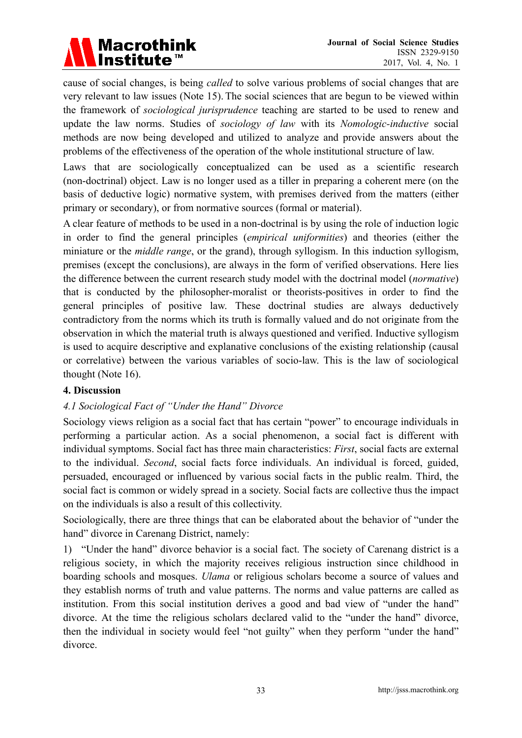cause of social changes, is being *called* to solve various problems of social changes that are very relevant to law issues (Note 15). The social sciences that are begun to be viewed within the framework of *sociological jurisprudence* teaching are started to be used to renew and update the law norms. Studies of *sociology of law* with its *Nomologic-inductive* social methods are now being developed and utilized to analyze and provide answers about the problems of the effectiveness of the operation of the whole institutional structure of law.

Laws that are sociologically conceptualized can be used as a scientific research (non-doctrinal) object. Law is no longer used as a tiller in preparing a coherent mere (on the basis of deductive logic) normative system, with premises derived from the matters (either primary or secondary), or from normative sources (formal or material).

A clear feature of methods to be used in a non-doctrinal is by using the role of induction logic in order to find the general principles (*empirical uniformities*) and theories (either the miniature or the *middle range*, or the grand), through syllogism. In this induction syllogism, premises (except the conclusions), are always in the form of verified observations. Here lies the difference between the current research study model with the doctrinal model (*normative*) that is conducted by the philosopher-moralist or theorists-positives in order to find the general principles of positive law. These doctrinal studies are always deductively contradictory from the norms which its truth is formally valued and do not originate from the observation in which the material truth is always questioned and verified. Inductive syllogism is used to acquire descriptive and explanative conclusions of the existing relationship (causal or correlative) between the various variables of socio-law. This is the law of sociological thought (Note 16).

## 4. Discussion

### *4.1 Sociological Fact of "Under the Hand" Divorce*

Sociology views religion as a social fact that has certain "power" to encourage individuals in performing a particular action. As a social phenomenon, a social fact is different with individual symptoms. Social fact has three main characteristics: *First*, social facts are external to the individual. *Second*, social facts force individuals. An individual is forced, guided, persuaded, encouraged or influenced by various social facts in the public realm. Third, the social fact is common or widely spread in a society. Social facts are collective thus the impact on the individuals is also a result of this collectivity.

Sociologically, there are three things that can be elaborated about the behavior of "under the hand" divorce in Carenang District, namely:

1) "Under the hand" divorce behavior is a social fact. The society of Carenang district is a religious society, in which the majority receives religious instruction since childhood in boarding schools and mosques. *Ulama* or religious scholars become a source of values and they establish norms of truth and value patterns. The norms and value patterns are called as institution. From this social institution derives a good and bad view of "under the hand" divorce. At the time the religious scholars declared valid to the "under the hand" divorce, then the individual in society would feel "not guilty" when they perform "under the hand" divorce.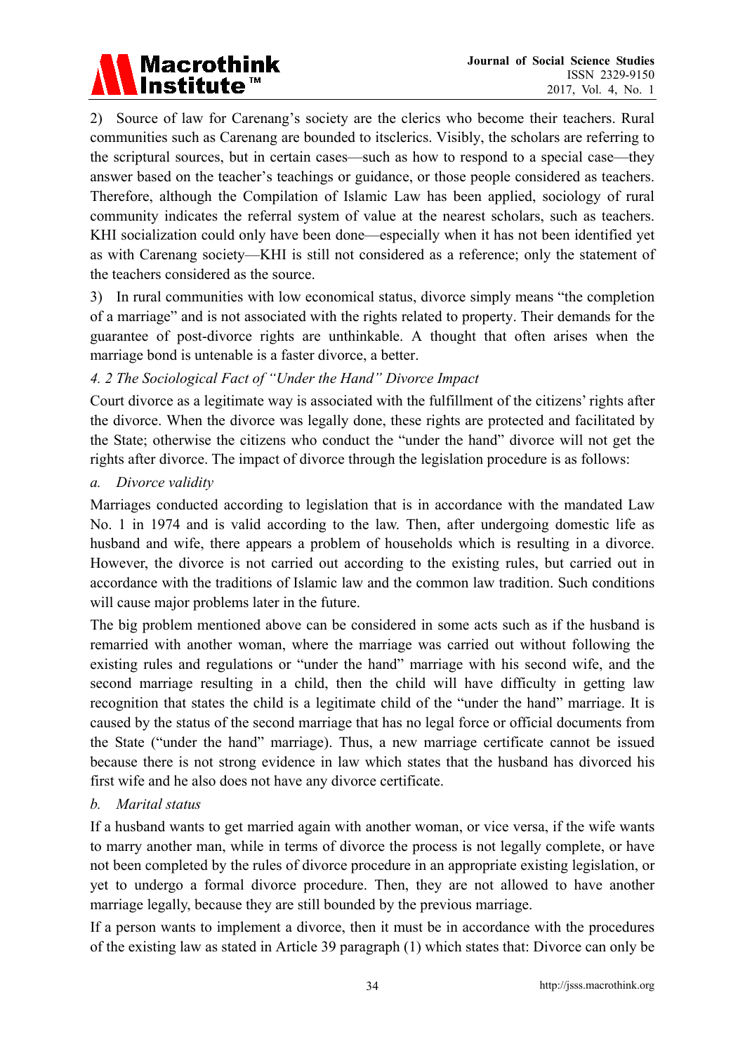2) Source of law for Carenang's society are the clerics who become their teachers. Rural communities such as Carenang are bounded to itsclerics. Visibly, the scholars are referring to the scriptural sources, but in certain cases—such as how to respond to a special case—they answer based on the teacher's teachings or guidance, or those people considered as teachers. Therefore, although the Compilation of Islamic Law has been applied, sociology of rural community indicates the referral system of value at the nearest scholars, such as teachers. KHI socialization could only have been done—especially when it has not been identified yet as with Carenang society—KHI is still not considered as a reference; only the statement of the teachers considered as the source.

3) In rural communities with low economical status, divorce simply means "the completion of a marriage" and is not associated with the rights related to property. Their demands for the guarantee of post-divorce rights are unthinkable. A thought that often arises when the marriage bond is untenable is a faster divorce, a better.

*4. 2 The Sociological Fact of "Under the Hand" Divorce Impact*

Court divorce as a legitimate way is associated with the fulfillment of the citizens' rights after the divorce. When the divorce was legally done, these rights are protected and facilitated by the State; otherwise the citizens who conduct the "under the hand" divorce will not get the rights after divorce. The impact of divorce through the legislation procedure is as follows:

*a. Divorce validity*

Marriages conducted according to legislation that is in accordance with the mandated Law No. 1 in 1974 and is valid according to the law. Then, after undergoing domestic life as husband and wife, there appears a problem of households which is resulting in a divorce. However, the divorce is not carried out according to the existing rules, but carried out in accordance with the traditions of Islamic law and the common law tradition. Such conditions will cause major problems later in the future.

The big problem mentioned above can be considered in some acts such as if the husband is remarried with another woman, where the marriage was carried out without following the existing rules and regulations or "under the hand" marriage with his second wife, and the second marriage resulting in a child, then the child will have difficulty in getting law recognition that states the child is a legitimate child of the "under the hand" marriage. It is caused by the status of the second marriage that has no legal force or official documents from the State ("under the hand" marriage). Thus, a new marriage certificate cannot be issued because there is not strong evidence in law which states that the husband has divorced his first wife and he also does not have any divorce certificate.

*b. Marital status*

If a husband wants to get married again with another woman, or vice versa, if the wife wants to marry another man, while in terms of divorce the process is not legally complete, or have not been completed by the rules of divorce procedure in an appropriate existing legislation, or yet to undergo a formal divorce procedure. Then, they are not allowed to have another marriage legally, because they are still bounded by the previous marriage.

If a person wants to implement a divorce, then it must be in accordance with the procedures of the existing law as stated in Article 39 paragraph (1) which states that: Divorce can only be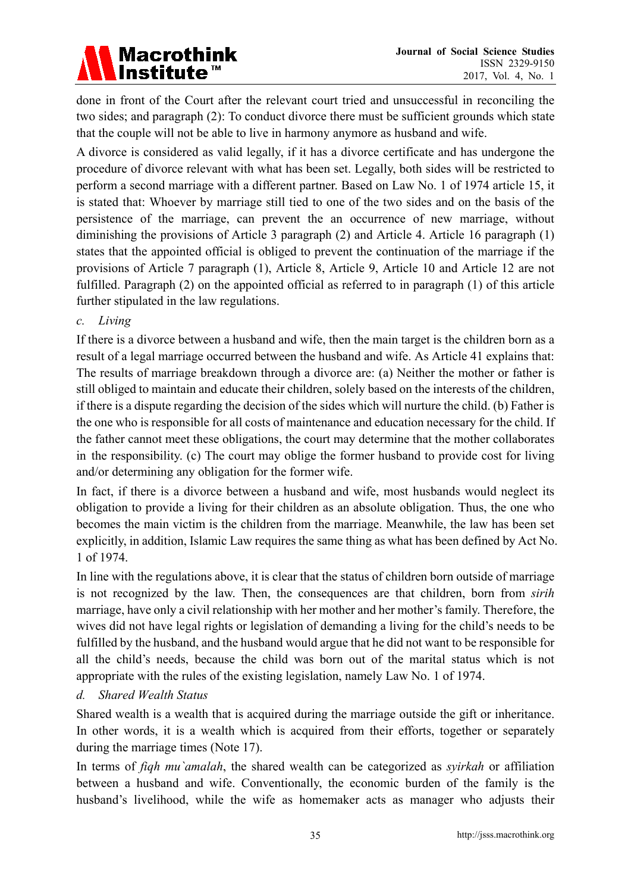done in front of the Court after the relevant court tried and unsuccessful in reconciling the two sides; and paragraph (2): To conduct divorce there must be sufficient grounds which state that the couple will not be able to live in harmony anymore as husband and wife.

A divorce is considered as valid legally, if it has a divorce certificate and has undergone the procedure of divorce relevant with what has been set. Legally, both sides will be restricted to perform a second marriage with a different partner. Based on Law No. 1 of 1974 article 15, it is stated that: Whoever by marriage still tied to one of the two sides and on the basis of the persistence of the marriage, can prevent the an occurrence of new marriage, without diminishing the provisions of Article 3 paragraph (2) and Article 4. Article 16 paragraph (1) states that the appointed official is obliged to prevent the continuation of the marriage if the provisions of Article 7 paragraph (1), Article 8, Article 9, Article 10 and Article 12 are not fulfilled. Paragraph (2) on the appointed official as referred to in paragraph (1) of this article further stipulated in the law regulations.

*c. Living*

If there is a divorce between a husband and wife, then the main target is the children born as a result of a legal marriage occurred between the husband and wife. As Article 41 explains that: The results of marriage breakdown through a divorce are: (a) Neither the mother or father is still obliged to maintain and educate their children, solely based on the interests of the children, if there is a dispute regarding the decision of the sides which will nurture the child. (b) Father is the one who is responsible for all costs of maintenance and education necessary for the child. If the father cannot meet these obligations, the court may determine that the mother collaborates in the responsibility. (c) The court may oblige the former husband to provide cost for living and/or determining any obligation for the former wife.

In fact, if there is a divorce between a husband and wife, most husbands would neglect its obligation to provide a living for their children as an absolute obligation. Thus, the one who becomes the main victim is the children from the marriage. Meanwhile, the law has been set explicitly, in addition, Islamic Law requires the same thing as what has been defined by Act No. 1 of 1974.

In line with the regulations above, it is clear that the status of children born outside of marriage is not recognized by the law. Then, the consequences are that children, born from *sirih* marriage, have only a civil relationship with her mother and her mother's family. Therefore, the wives did not have legal rights or legislation of demanding a living for the child's needs to be fulfilled by the husband, and the husband would argue that he did not want to be responsible for all the child's needs, because the child was born out of the marital status which is not appropriate with the rules of the existing legislation, namely Law No. 1 of 1974.

*d. Shared Wealth Status*

Shared wealth is a wealth that is acquired during the marriage outside the gift or inheritance. In other words, it is a wealth which is acquired from their efforts, together or separately during the marriage times (Note 17).

In terms of *fiqh mu`amalah*, the shared wealth can be categorized as *syirkah* or affiliation between a husband and wife. Conventionally, the economic burden of the family is the husband's livelihood, while the wife as homemaker acts as manager who adjusts their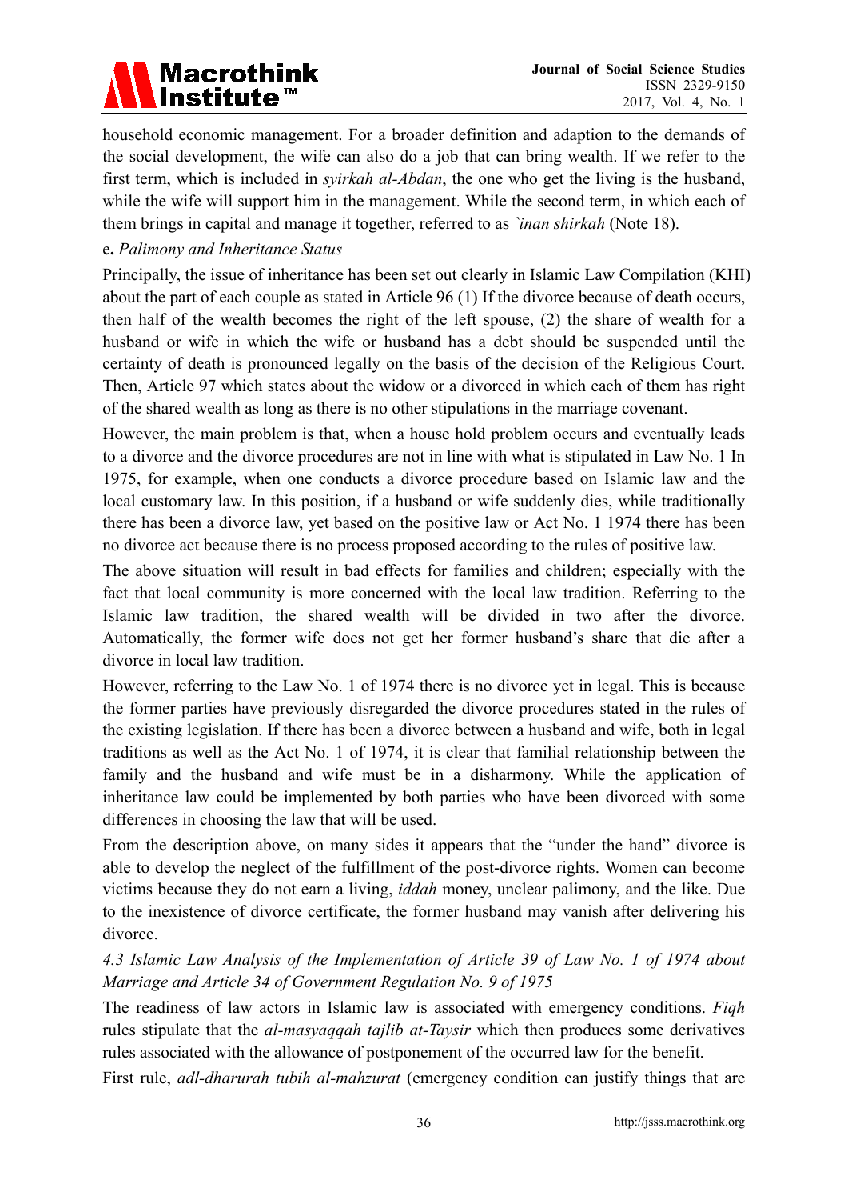household economic management. For a broader definition and adaption to the demands of the social development, the wife can also do a job that can bring wealth. If we refer to the first term, which is included in *syirkah al-Abdan*, the one who get the living is the husband, while the wife will support him in the management. While the second term, in which each of them brings in capital and manage it together, referred to as *`inan shirkah* (Note 18).

e**.** *Palimony and Inheritance Status*

Principally, the issue of inheritance has been set out clearly in Islamic Law Compilation (KHI) about the part of each couple as stated in Article 96 (1) If the divorce because of death occurs, then half of the wealth becomes the right of the left spouse, (2) the share of wealth for a husband or wife in which the wife or husband has a debt should be suspended until the certainty of death is pronounced legally on the basis of the decision of the Religious Court. Then, Article 97 which states about the widow or a divorced in which each of them has right of the shared wealth as long as there is no other stipulations in the marriage covenant.

However, the main problem is that, when a house hold problem occurs and eventually leads to a divorce and the divorce procedures are not in line with what is stipulated in Law No. 1 In 1975, for example, when one conducts a divorce procedure based on Islamic law and the local customary law. In this position, if a husband or wife suddenly dies, while traditionally there has been a divorce law, yet based on the positive law or Act No. 1 1974 there has been no divorce act because there is no process proposed according to the rules of positive law.

The above situation will result in bad effects for families and children; especially with the fact that local community is more concerned with the local law tradition. Referring to the Islamic law tradition, the shared wealth will be divided in two after the divorce. Automatically, the former wife does not get her former husband's share that die after a divorce in local law tradition.

However, referring to the Law No. 1 of 1974 there is no divorce yet in legal. This is because the former parties have previously disregarded the divorce procedures stated in the rules of the existing legislation. If there has been a divorce between a husband and wife, both in legal traditions as well as the Act No. 1 of 1974, it is clear that familial relationship between the family and the husband and wife must be in a disharmony. While the application of inheritance law could be implemented by both parties who have been divorced with some differences in choosing the law that will be used.

From the description above, on many sides it appears that the "under the hand" divorce is able to develop the neglect of the fulfillment of the post-divorce rights. Women can become victims because they do not earn a living, *iddah* money, unclear palimony, and the like. Due to the inexistence of divorce certificate, the former husband may vanish after delivering his divorce.

### *4.3 Islamic Law Analysis of the Implementation of Article 39 of Law No. 1 of 1974 about Marriage and Article 34 of Government Regulation No. 9 of 1975*

The readiness of law actors in Islamic law is associated with emergency conditions. *Fiqh* rules stipulate that the *al-masyaqqah tajlib at-Taysir* which then produces some derivatives rules associated with the allowance of postponement of the occurred law for the benefit.

First rule, *adl-dharurah tubih al-mahzurat* (emergency condition can justify things that are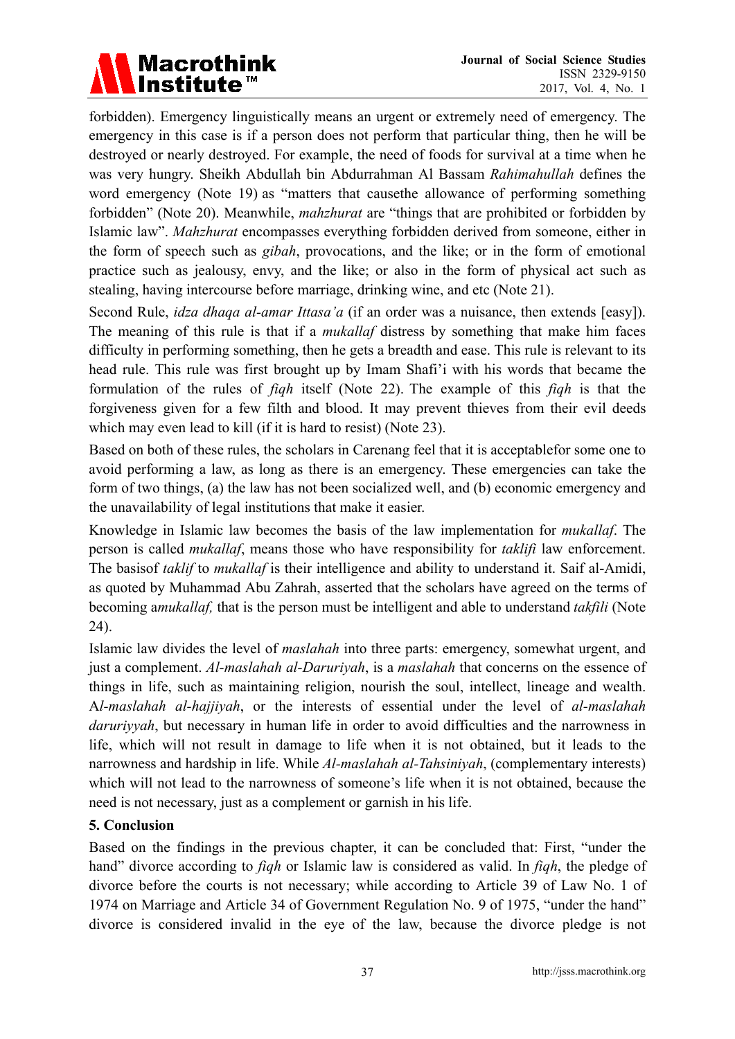forbidden). Emergency linguistically means an urgent or extremely need of emergency. The emergency in this case is if a person does not perform that particular thing, then he will be destroyed or nearly destroyed. For example, the need of foods for survival at a time when he was very hungry. Sheikh Abdullah bin Abdurrahman Al Bassam *Rahimahullah* defines the word emergency (Note 19) as "matters that causethe allowance of performing something forbidden" (Note 20). Meanwhile, *mahzhurat* are "things that are prohibited or forbidden by Islamic law". *Mahzhurat* encompasses everything forbidden derived from someone, either in the form of speech such as *gibah*, provocations, and the like; or in the form of emotional practice such as jealousy, envy, and the like; or also in the form of physical act such as stealing, having intercourse before marriage, drinking wine, and etc (Note 21).

Second Rule, *idza dhaqa al-amar Ittasa'a* (if an order was a nuisance, then extends [easy]). The meaning of this rule is that if a *mukallaf* distress by something that make him faces difficulty in performing something, then he gets a breadth and ease. This rule is relevant to its head rule. This rule was first brought up by Imam Shafi'i with his words that became the formulation of the rules of *fiqh* itself (Note 22). The example of this *fiqh* is that the forgiveness given for a few filth and blood. It may prevent thieves from their evil deeds which may even lead to kill (if it is hard to resist) (Note 23).

Based on both of these rules, the scholars in Carenang feel that it is acceptablefor some one to avoid performing a law, as long as there is an emergency. These emergencies can take the form of two things, (a) the law has not been socialized well, and (b) economic emergency and the unavailability of legal institutions that make it easier.

Knowledge in Islamic law becomes the basis of the law implementation for *mukallaf*. The person is called *mukallaf*, means those who have responsibility for *taklifi* law enforcement. The basisof *taklif* to *mukallaf* is their intelligence and ability to understand it. Saif al-Amidi, as quoted by Muhammad Abu Zahrah, asserted that the scholars have agreed on the terms of becoming a*mukallaf,* that is the person must be intelligent and able to understand *takfili* (Note 24).

Islamic law divides the level of *maslahah* into three parts: emergency, somewhat urgent, and just a complement. *Al-maslahah al-Daruriyah*, is a *maslahah* that concerns on the essence of things in life, such as maintaining religion, nourish the soul, intellect, lineage and wealth. A*l-maslahah al-hajjiyah*, or the interests of essential under the level of *al-maslahah daruriyyah*, but necessary in human life in order to avoid difficulties and the narrowness in life, which will not result in damage to life when it is not obtained, but it leads to the narrowness and hardship in life. While *Al-maslahah al-Tahsiniyah*, (complementary interests) which will not lead to the narrowness of someone's life when it is not obtained, because the need is not necessary, just as a complement or garnish in his life.

## 5. Conclusion

Based on the findings in the previous chapter, it can be concluded that: First, "under the hand" divorce according to *fiqh* or Islamic law is considered as valid. In *fiqh*, the pledge of divorce before the courts is not necessary; while according to Article 39 of Law No. 1 of 1974 on Marriage and Article 34 of Government Regulation No. 9 of 1975, "under the hand" divorce is considered invalid in the eye of the law, because the divorce pledge is not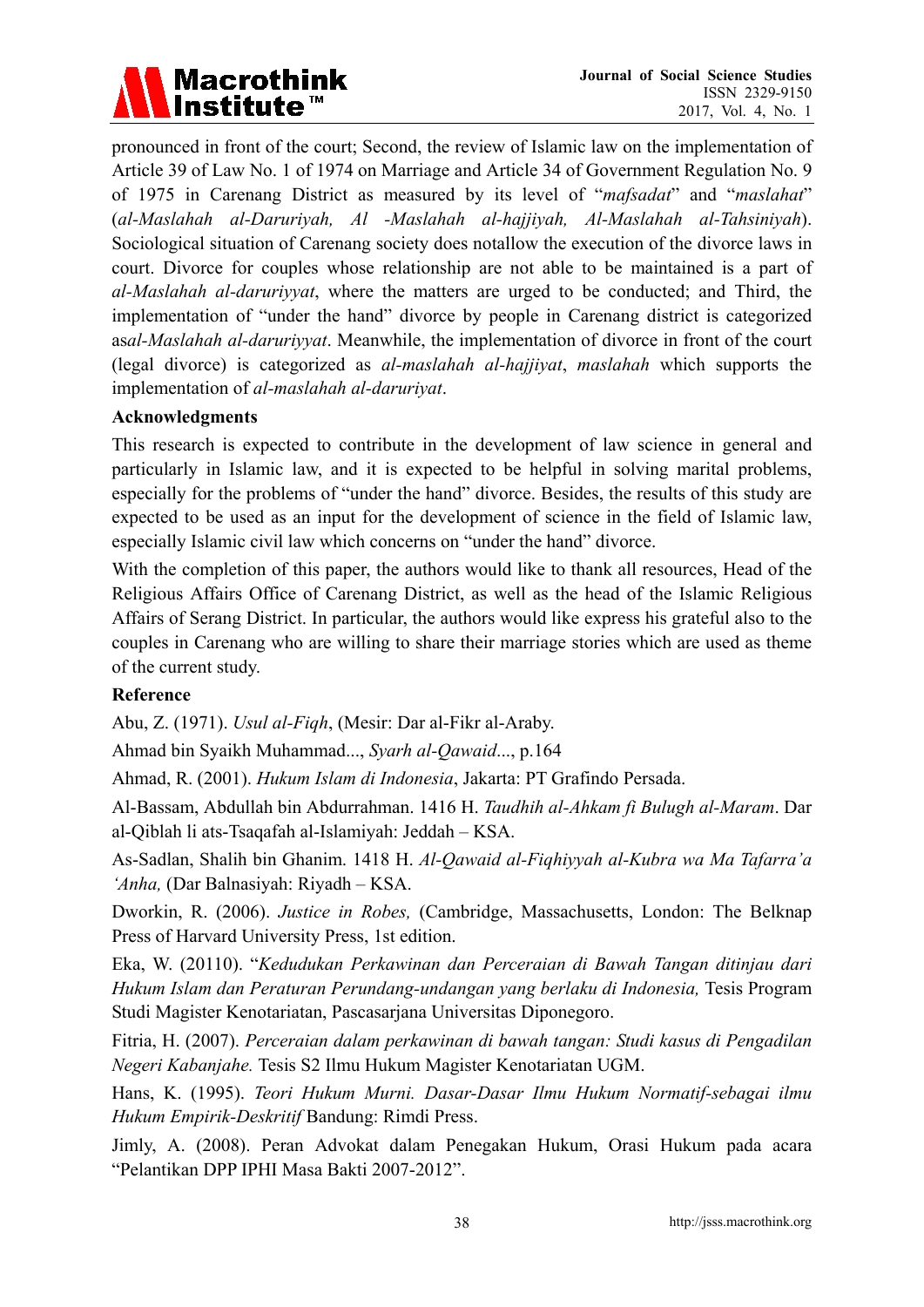pronounced in front of the court; Second, the review of Islamic law on the implementation of Article 39 of Law No. 1 of 1974 on Marriage and Article 34 of Government Regulation No. 9 of 1975 in Carenang District as measured by its level of "*mafsadat*" and "*maslahat*" (*al-Maslahah al-Daruriyah, Al -Maslahah al-hajjiyah, Al-Maslahah al-Tahsiniyah*). Sociological situation of Carenang society does notallow the execution of the divorce laws in court. Divorce for couples whose relationship are not able to be maintained is a part of *al-Maslahah al-daruriyyat*, where the matters are urged to be conducted; and Third, the implementation of "under the hand" divorce by people in Carenang district is categorized as*al-Maslahah al-daruriyyat*. Meanwhile, the implementation of divorce in front of the court (legal divorce) is categorized as *al-maslahah al-hajjiyat*, *maslahah* which supports the implementation of *al-maslahah al-daruriyat*.

**Acknowledgments**

This research is expected to contribute in the development of law science in general and particularly in Islamic law, and it is expected to be helpful in solving marital problems, especially for the problems of "under the hand" divorce. Besides, the results of this study are expected to be used as an input for the development of science in the field of Islamic law, especially Islamic civil law which concerns on "under the hand" divorce.

With the completion of this paper, the authors would like to thank all resources, Head of the Religious Affairs Office of Carenang District, as well as the head of the Islamic Religious Affairs of Serang District. In particular, the authors would like express his grateful also to the couples in Carenang who are willing to share their marriage stories which are used as theme of the current study.

**Reference**

Abu, Z. (1971). *Usul al-Fiqh*, (Mesir: Dar al-Fikr al-Araby.

Ahmad bin Syaikh Muhammad..., *Syarh al-Qawaid...*, p.164

Ahmad, R. (2001). *Hukum Islam di Indonesia*, Jakarta: PT Grafindo Persada.

Al-Bassam, Abdullah bin Abdurrahman. 1416 H. *Taudhih al-Ahkam fi Bulugh al-Maram*. Dar al-Qiblah li ats-Tsaqafah al-Islamiyah: Jeddah – KSA.

As-Sadlan, Shalih bin Ghanim. 1418 H. *Al-Qawaid al-Fiqhiyyah al-Kubra wa Ma Tafarra'a 'Anha,* (Dar Balnasiyah: Riyadh – KSA.

Dworkin, R. (2006). *Justice in Robes,* (Cambridge, Massachusetts, London: The Belknap Press of Harvard University Press, 1st edition.

Eka, W. (20110). "*Kedudukan Perkawinan dan Perceraian di Bawah Tangan ditinjau dari Hukum Islam dan Peraturan Perundang-undangan yang berlaku di Indonesia,* Tesis Program Studi Magister Kenotariatan, Pascasarjana Universitas Diponegoro.

Fitria, H. (2007). *Perceraian dalam perkawinan di bawah tangan: Studi kasus di Pengadilan Negeri Kabanjahe.* Tesis S2 Ilmu Hukum Magister Kenotariatan UGM.

Hans, K. (1995). *Teori Hukum Murni. Dasar-Dasar Ilmu Hukum Normatif-sebagai ilmu Hukum Empirik-Deskritif* Bandung: Rimdi Press.

Jimly, A. (2008). Peran Advokat dalam Penegakan Hukum, Orasi Hukum pada acara "Pelantikan DPP IPHI Masa Bakti 2007-2012".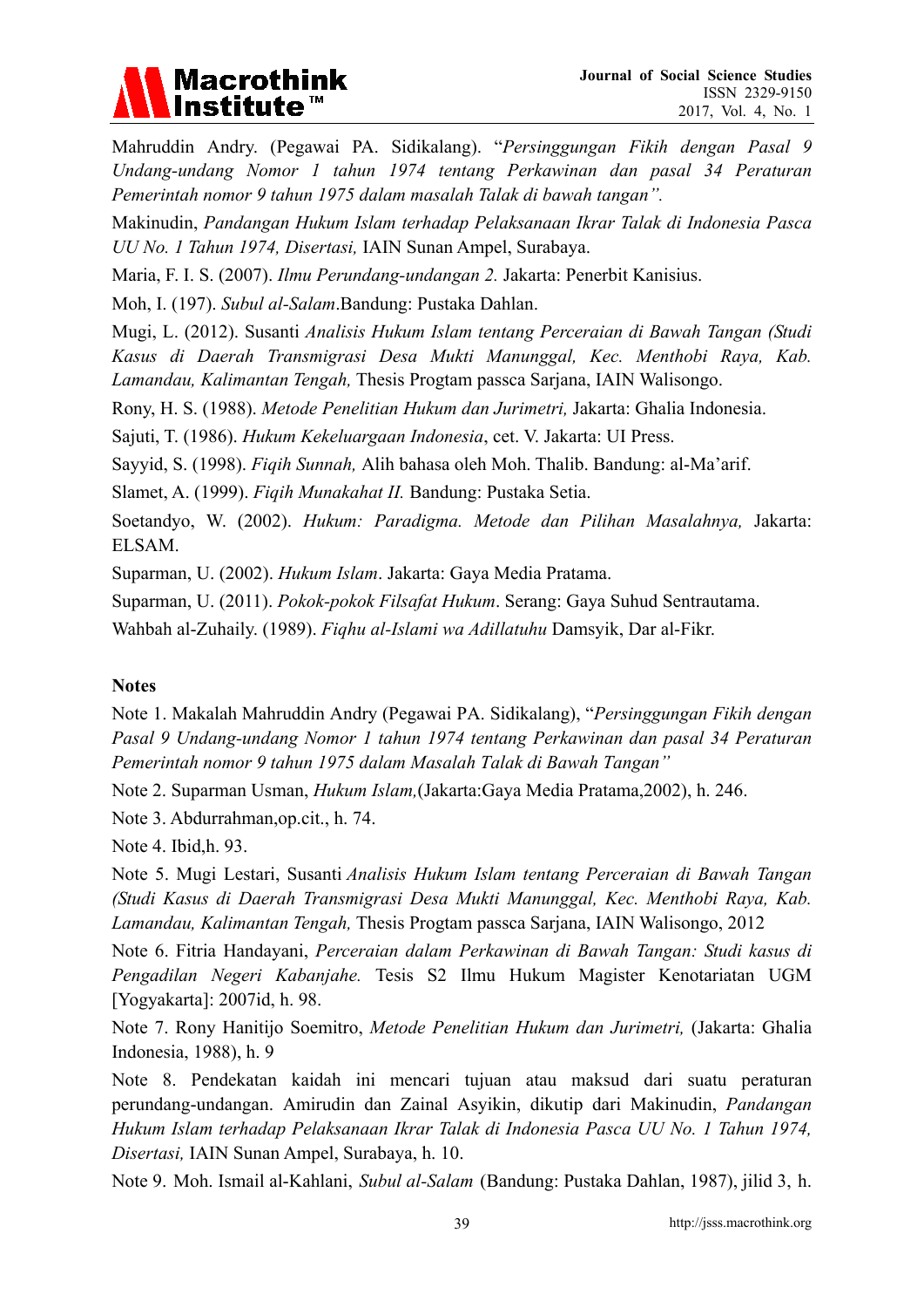Mahruddin Andry. (Pegawai PA. Sidikalang). "*Persinggungan Fikih dengan Pasal 9 Undang-undang Nomor 1 tahun 1974 tentang Perkawinan dan pasal 34 Peraturan Pemerintah nomor 9 tahun 1975 dalam masalah Talak di bawah tangan".*

Makinudin, *Pandangan Hukum Islam terhadap Pelaksanaan Ikrar Talak di Indonesia Pasca UU No. 1 Tahun 1974, Disertasi,* IAIN Sunan Ampel, Surabaya.

Maria, F. I. S. (2007). *Ilmu Perundang-undangan 2.* Jakarta: Penerbit Kanisius.

Moh, I. (197). *Subul al-Salam*.Bandung: Pustaka Dahlan.

Mugi, L. (2012). Susanti *Analisis Hukum Islam tentang Perceraian di Bawah Tangan (Studi Kasus di Daerah Transmigrasi Desa Mukti Manunggal, Kec. Menthobi Raya, Kab. Lamandau, Kalimantan Tengah,* Thesis Progtam passca Sarjana, IAIN Walisongo.

Rony, H. S. (1988). *Metode Penelitian Hukum dan Jurimetri,* Jakarta: Ghalia Indonesia.

Sajuti, T. (1986). *Hukum Kekeluargaan Indonesia*, cet. V. Jakarta: UI Press.

Sayyid, S. (1998). *Fiqih Sunnah,* Alih bahasa oleh Moh. Thalib. Bandung: al-Ma'arif.

Slamet, A. (1999). *Fiqih Munakahat II.* Bandung: Pustaka Setia.

Soetandyo, W. (2002). *Hukum: Paradigma. Metode dan Pilihan Masalahnya,* Jakarta: ELSAM.

Suparman, U. (2002). *Hukum Islam*. Jakarta: Gaya Media Pratama.

Suparman, U. (2011). *Pokok-pokok Filsafat Hukum*. Serang: Gaya Suhud Sentrautama.

Wahbah al-Zuhaily. (1989). *Fiqhu al-Islami wa Adillatuhu* Damsyik, Dar al-Fikr.

**Notes**

Note 1. Makalah Mahruddin Andry (Pegawai PA. Sidikalang), "*Persinggungan Fikih dengan Pasal 9 Undang-undang Nomor 1 tahun 1974 tentang Perkawinan dan pasal 34 Peraturan Pemerintah nomor 9 tahun 1975 dalam Masalah Talak di Bawah Tangan"*

Note 2. Suparman Usman, *Hukum Islam,*(Jakarta:Gaya Media Pratama,2002), h. 246.

Note 3. Abdurrahman,op.cit., h. 74.

Note 4. Ibid,h. 93.

Note 5. Mugi Lestari, Susanti *Analisis Hukum Islam tentang Perceraian di Bawah Tangan (Studi Kasus di Daerah Transmigrasi Desa Mukti Manunggal, Kec. Menthobi Raya, Kab. Lamandau, Kalimantan Tengah,* Thesis Progtam passca Sarjana, IAIN Walisongo, 2012

Note 6. Fitria Handayani, *Perceraian dalam Perkawinan di Bawah Tangan: Studi kasus di Pengadilan Negeri Kabanjahe.* Tesis S2 Ilmu Hukum Magister Kenotariatan UGM [Yogyakarta]: 2007id, h. 98.

Note 7. Rony Hanitijo Soemitro, *Metode Penelitian Hukum dan Jurimetri,* (Jakarta: Ghalia Indonesia, 1988), h. 9

Note 8. Pendekatan kaidah ini mencari tujuan atau maksud dari suatu peraturan perundang-undangan. Amirudin dan Zainal Asyikin, dikutip dari Makinudin, *Pandangan Hukum Islam terhadap Pelaksanaan Ikrar Talak di Indonesia Pasca UU No. 1 Tahun 1974, Disertasi,* IAIN Sunan Ampel, Surabaya, h. 10.

Note 9. Moh. Ismail al-Kahlani, *Subul al-Salam* (Bandung: Pustaka Dahlan, 1987), jilid 3, h.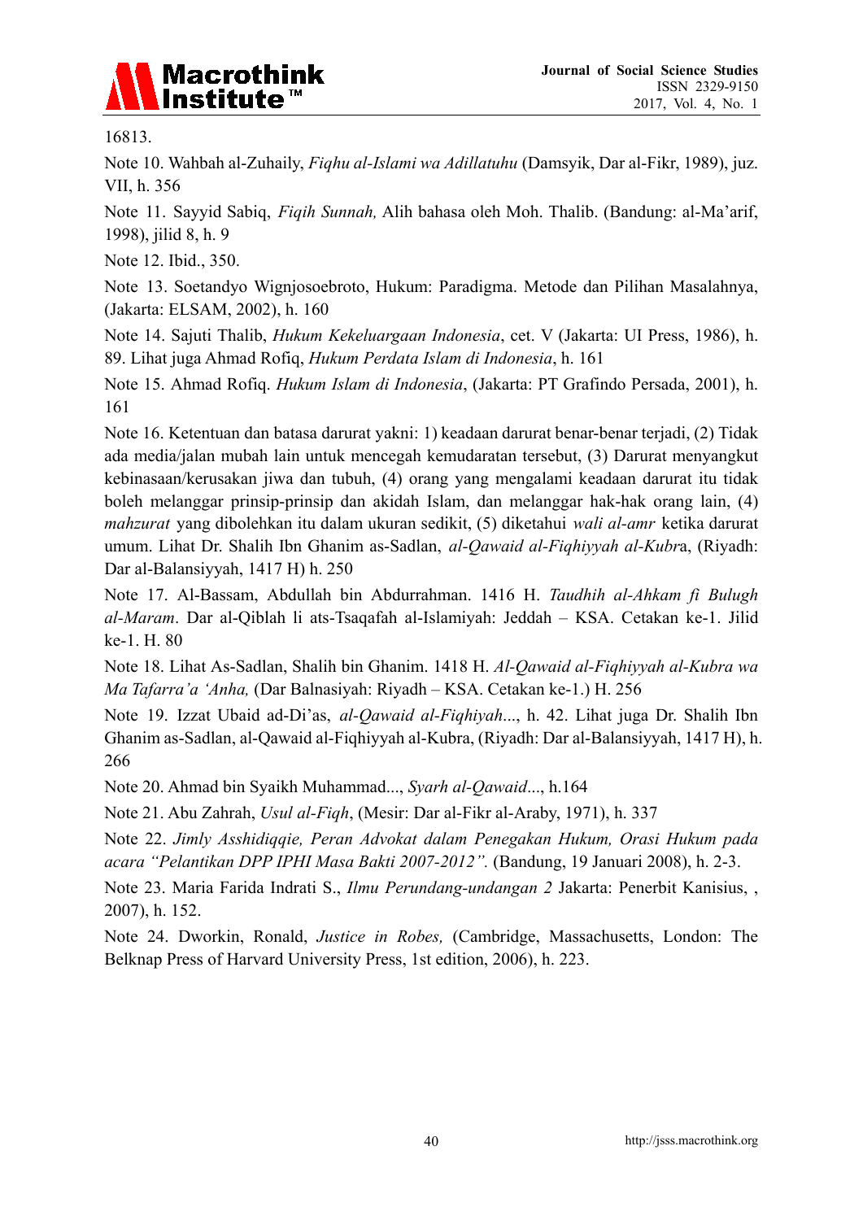16813.

Note 10. Wahbah al-Zuhaily, *Fiqhu al-Islami wa Adillatuhu* (Damsyik, Dar al-Fikr, 1989), juz. VII, h. 356

Note 11. Sayyid Sabiq, *Fiqih Sunnah,* Alih bahasa oleh Moh. Thalib. (Bandung: al-Ma'arif, 1998), jilid 8, h. 9

Note 12. Ibid., 350.

Note 13. Soetandyo Wignjosoebroto, Hukum: Paradigma. Metode dan Pilihan Masalahnya, (Jakarta: ELSAM, 2002), h. 160

Note 14. Sajuti Thalib, *Hukum Kekeluargaan Indonesia*, cet. V (Jakarta: UI Press, 1986), h. 89. Lihat juga Ahmad Rofiq, *Hukum Perdata Islam di Indonesia*, h. 161

Note 15. Ahmad Rofiq. *Hukum Islam di Indonesia*, (Jakarta: PT Grafindo Persada, 2001), h. 161

Note 16. Ketentuan dan batasa darurat yakni: 1) keadaan darurat benar-benar terjadi, (2) Tidak ada media/jalan mubah lain untuk mencegah kemudaratan tersebut, (3) Darurat menyangkut kebinasaan/kerusakan jiwa dan tubuh, (4) orang yang mengalami keadaan darurat itu tidak boleh melanggar prinsip-prinsip dan akidah Islam, dan melanggar hak-hak orang lain, (4) *mahzurat* yang dibolehkan itu dalam ukuran sedikit, (5) diketahui *wali al-amr* ketika darurat umum. Lihat Dr. Shalih Ibn Ghanim as-Sadlan, *al-Qawaid al-Fiqhiyyah al-Kubr*a, (Riyadh: Dar al-Balansiyyah, 1417 H) h. 250

Note 17. Al-Bassam, Abdullah bin Abdurrahman. 1416 H. *Taudhih al-Ahkam fi Bulugh al-Maram*. Dar al-Qiblah li ats-Tsaqafah al-Islamiyah: Jeddah – KSA. Cetakan ke-1. Jilid ke-1. H. 80

Note 18. Lihat As-Sadlan, Shalih bin Ghanim. 1418 H. *Al-Qawaid al-Fiqhiyyah al-Kubra wa Ma Tafarra'a 'Anha,* (Dar Balnasiyah: Riyadh – KSA. Cetakan ke-1.) H. 256

Note 19. Izzat Ubaid ad-Di'as, *al-Qawaid al-Fiqhiyah*..., h. 42. Lihat juga Dr. Shalih Ibn Ghanim as-Sadlan, al-Qawaid al-Fiqhiyyah al-Kubra, (Riyadh: Dar al-Balansiyyah, 1417 H), h. 266

Note 20. Ahmad bin Syaikh Muhammad..., *Syarh al-Qawaid*..., h.164

Note 21. Abu Zahrah, *Usul al-Fiqh*, (Mesir: Dar al-Fikr al-Araby, 1971), h. 337

Note 22. *Jimly Asshidiqqie, Peran Advokat dalam Penegakan Hukum, Orasi Hukum pada acara "Pelantikan DPP IPHI Masa Bakti 2007-2012".* (Bandung, 19 Januari 2008), h. 2-3.

Note 23. Maria Farida Indrati S., *Ilmu Perundang-undangan 2* Jakarta: Penerbit Kanisius, , 2007), h. 152.

Note 24. Dworkin, Ronald, *Justice in Robes,* (Cambridge, Massachusetts, London: The Belknap Press of Harvard University Press, 1st edition, 2006), h. 223.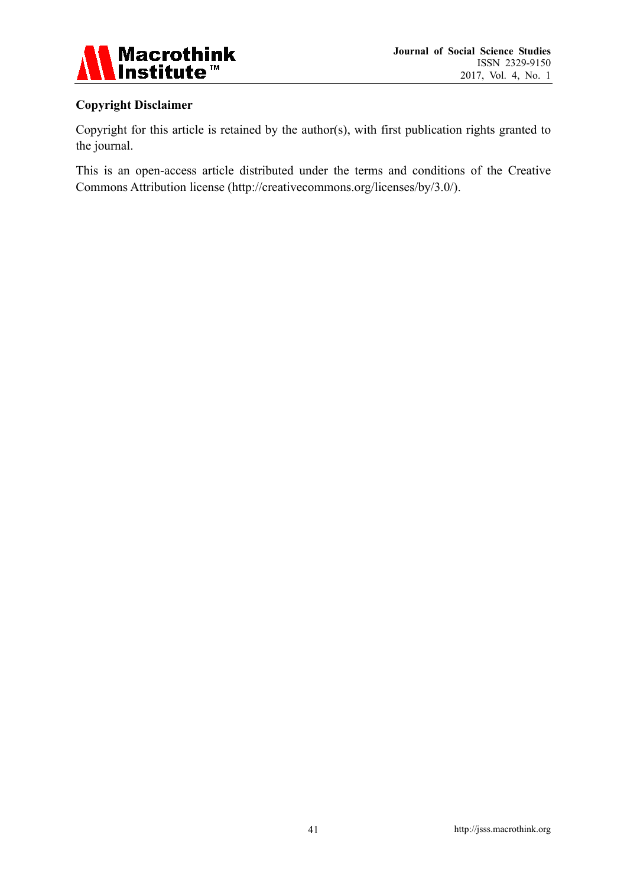**Copyright Disclaimer**

Copyright for this article is retained by the author(s), with first publication rights granted to the journal.

This is an open-access article distributed under the terms and conditions of the Creative Commons Attribution license (http://creativecommons.org/licenses/by/3.0/).